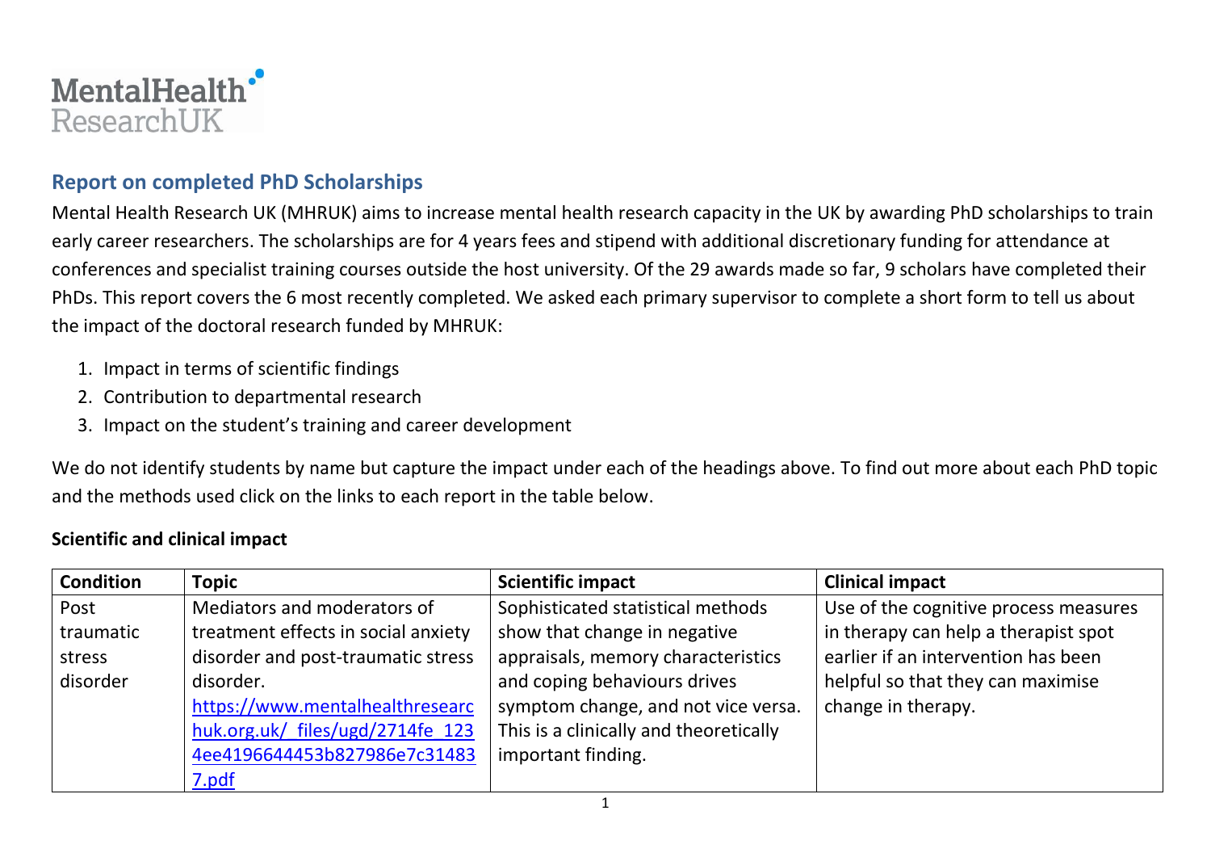MentalHealth ResearchUK

## Report on completed PhD Scholarships

Mental Health Research UK (MHRUK) aims to increase mental health research capacity in the UK by awarding PhD scholarships to train early career researchers. The scholarships are for 4 years fees and stipend with additional discretionary funding for attendance at conferences and specialist training courses outside the host university. Of the 29 awards made so far, 9 scholars have completed their PhDs. This report covers the 6 most recently completed. We asked each primary supervisor to complete a short form to tell us about the impact of the doctoral research funded by MHRUK:

1. Impact in terms of scientific findings
2. Contribution to departmental research
3. Impact on the student's training and career development

We do not identify students by name but capture the impact under each of the headings above. To find out more about each PhD topic and the methods used click on the links to each report in the table below.

**Scientific and clinical impact**

| Condition | Topic | Scientific impact | Clinical impact |
|---|---|---|---|
| Post traumatic stress disorder | Mediators and moderators of treatment effects in social anxiety disorder and post-traumatic stress disorder. https://www.mentalhealthresearchuk.org.uk/_files/ugd/2714fe_1234ee4196644453b827986e7c314837.pdf | Sophisticated statistical methods show that change in negative appraisals, memory characteristics and coping behaviours drives symptom change, and not vice versa. This is a clinically and theoretically important finding. | Use of the cognitive process measures in therapy can help a therapist spot earlier if an intervention has been helpful so that they can maximise change in therapy. |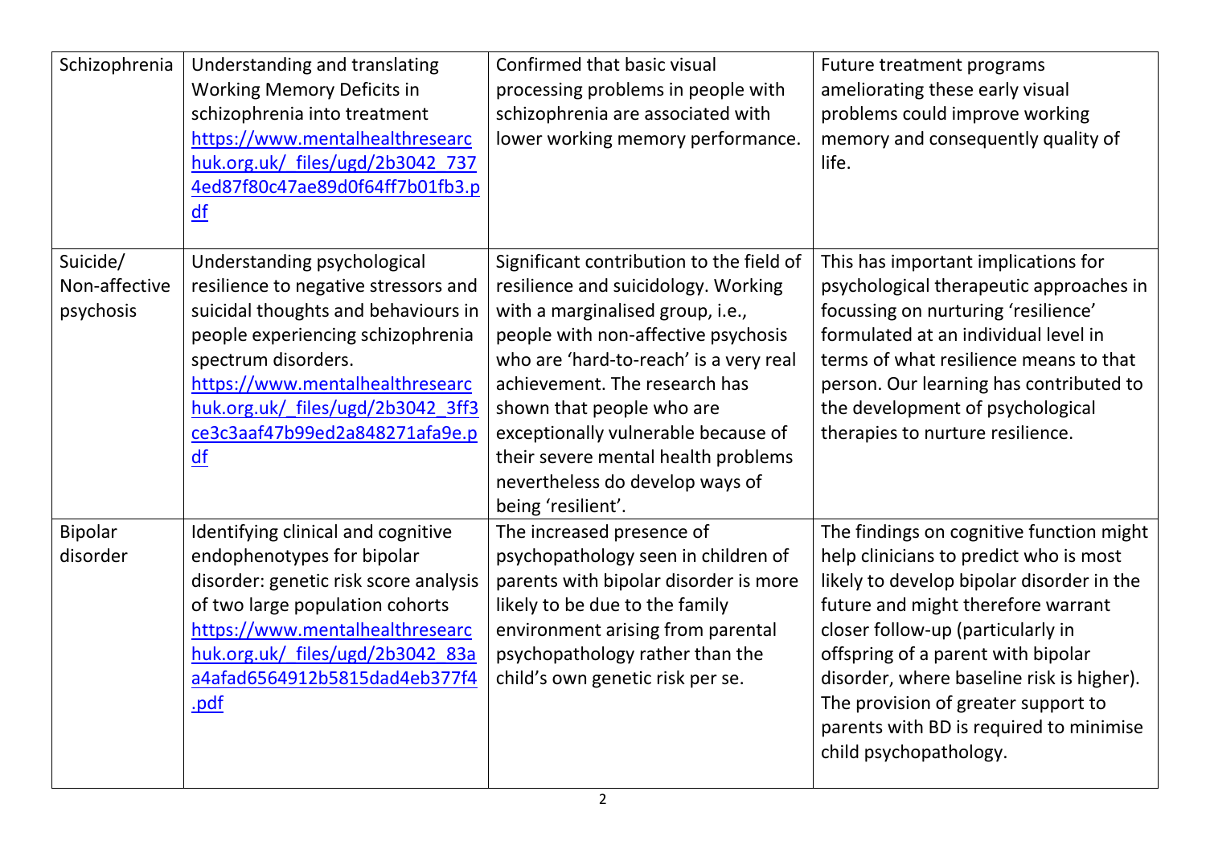| | | | |
|---|---|---|---|
| Schizophrenia | Understanding and translating Working Memory Deficits in schizophrenia into treatment https://www.mentalhealthresearchuk.org.uk/_files/ugd/2b3042_7374ed87f80c47ae89d0f64ff7b01fb3.pdf | Confirmed that basic visual processing problems in people with schizophrenia are associated with lower working memory performance. | Future treatment programs ameliorating these early visual problems could improve working memory and consequently quality of life. |
| Suicide/ Non-affective psychosis | Understanding psychological resilience to negative stressors and suicidal thoughts and behaviours in people experiencing schizophrenia spectrum disorders. https://www.mentalhealthresearchuk.org.uk/_files/ugd/2b3042_3ff3ce3c3aaf47b99ed2a848271afa9e.pdf | Significant contribution to the field of resilience and suicidology. Working with a marginalised group, i.e., people with non-affective psychosis who are 'hard-to-reach' is a very real achievement. The research has shown that people who are exceptionally vulnerable because of their severe mental health problems nevertheless do develop ways of being 'resilient'. | This has important implications for psychological therapeutic approaches in focussing on nurturing 'resilience' formulated at an individual level in terms of what resilience means to that person. Our learning has contributed to the development of psychological therapies to nurture resilience. |
| Bipolar disorder | Identifying clinical and cognitive endophenotypes for bipolar disorder: genetic risk score analysis of two large population cohorts https://www.mentalhealthresearchuk.org.uk/_files/ugd/2b3042_83aa4afad6564912b5815dad4eb377f4.pdf | The increased presence of psychopathology seen in children of parents with bipolar disorder is more likely to be due to the family environment arising from parental psychopathology rather than the child's own genetic risk per se. | The findings on cognitive function might help clinicians to predict who is most likely to develop bipolar disorder in the future and might therefore warrant closer follow-up (particularly in offspring of a parent with bipolar disorder, where baseline risk is higher). The provision of greater support to parents with BD is required to minimise child psychopathology. |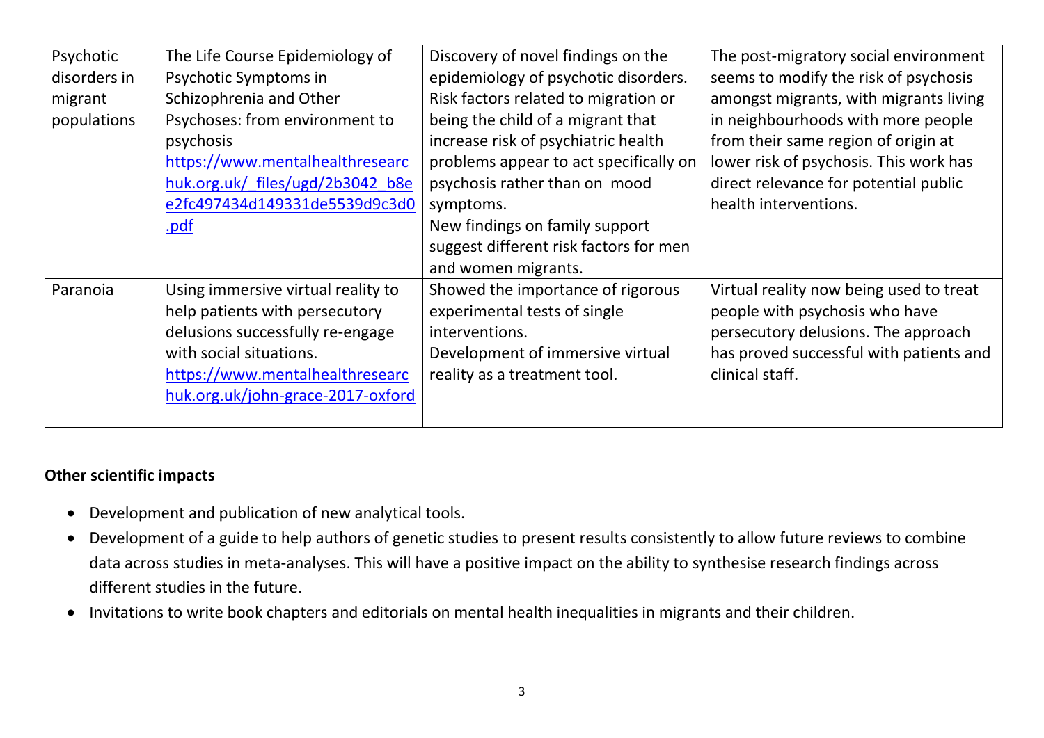| | | | |
|---|---|---|---|
| Psychotic disorders in migrant populations | The Life Course Epidemiology of Psychotic Symptoms in Schizophrenia and Other Psychoses: from environment to psychosis https://www.mentalhealthresearchuk.org.uk/_files/ugd/2b3042_b8ee2fc497434d149331de5539d9c3d0.pdf | Discovery of novel findings on the epidemiology of psychotic disorders. Risk factors related to migration or being the child of a migrant that increase risk of psychiatric health problems appear to act specifically on psychosis rather than on mood symptoms. New findings on family support suggest different risk factors for men and women migrants. | The post-migratory social environment seems to modify the risk of psychosis amongst migrants, with migrants living in neighbourhoods with more people from their same region of origin at lower risk of psychosis. This work has direct relevance for potential public health interventions. |
| Paranoia | Using immersive virtual reality to help patients with persecutory delusions successfully re-engage with social situations. https://www.mentalhealthresearchuk.org.uk/john-grace-2017-oxford | Showed the importance of rigorous experimental tests of single interventions. Development of immersive virtual reality as a treatment tool. | Virtual reality now being used to treat people with psychosis who have persecutory delusions. The approach has proved successful with patients and clinical staff. |

**Other scientific impacts**

- Development and publication of new analytical tools.
- Development of a guide to help authors of genetic studies to present results consistently to allow future reviews to combine data across studies in meta-analyses. This will have a positive impact on the ability to synthesise research findings across different studies in the future.
- Invitations to write book chapters and editorials on mental health inequalities in migrants and their children.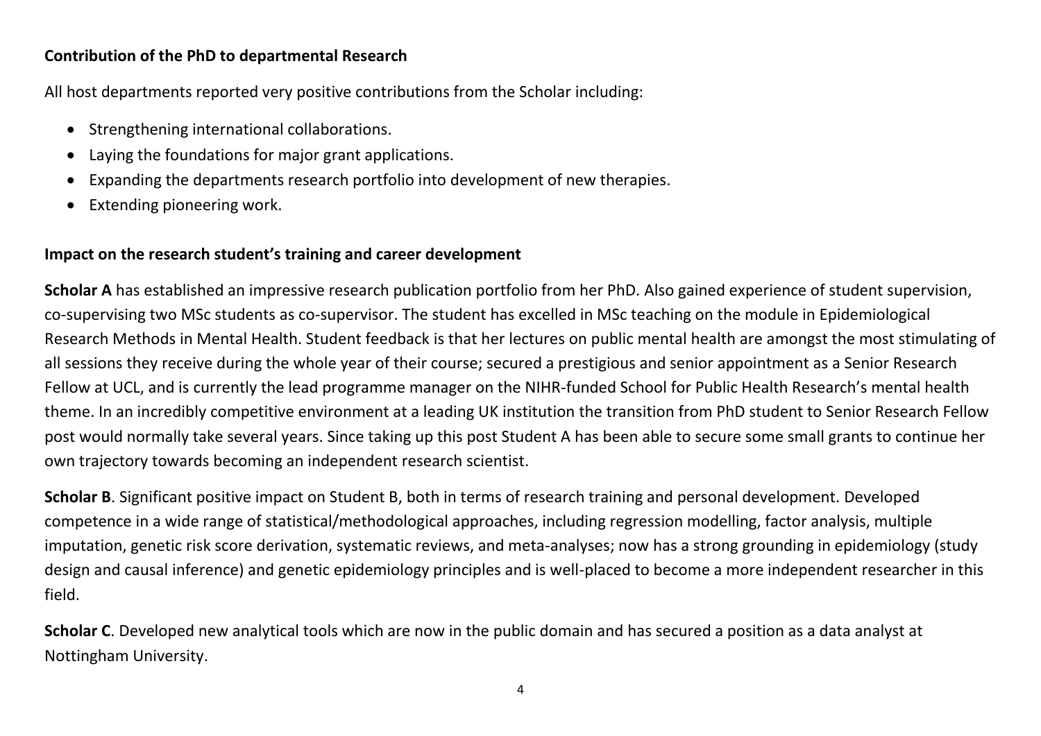**Contribution of the PhD to departmental Research**

All host departments reported very positive contributions from the Scholar including:

- Strengthening international collaborations.
- Laying the foundations for major grant applications.
- Expanding the departments research portfolio into development of new therapies.
- Extending pioneering work.

**Impact on the research student's training and career development**

**Scholar A** has established an impressive research publication portfolio from her PhD. Also gained experience of student supervision, co-supervising two MSc students as co-supervisor. The student has excelled in MSc teaching on the module in Epidemiological Research Methods in Mental Health. Student feedback is that her lectures on public mental health are amongst the most stimulating of all sessions they receive during the whole year of their course; secured a prestigious and senior appointment as a Senior Research Fellow at UCL, and is currently the lead programme manager on the NIHR-funded School for Public Health Research's mental health theme. In an incredibly competitive environment at a leading UK institution the transition from PhD student to Senior Research Fellow post would normally take several years. Since taking up this post Student A has been able to secure some small grants to continue her own trajectory towards becoming an independent research scientist.

**Scholar B**. Significant positive impact on Student B, both in terms of research training and personal development. Developed competence in a wide range of statistical/methodological approaches, including regression modelling, factor analysis, multiple imputation, genetic risk score derivation, systematic reviews, and meta-analyses; now has a strong grounding in epidemiology (study design and causal inference) and genetic epidemiology principles and is well-placed to become a more independent researcher in this field.

**Scholar C**. Developed new analytical tools which are now in the public domain and has secured a position as a data analyst at Nottingham University.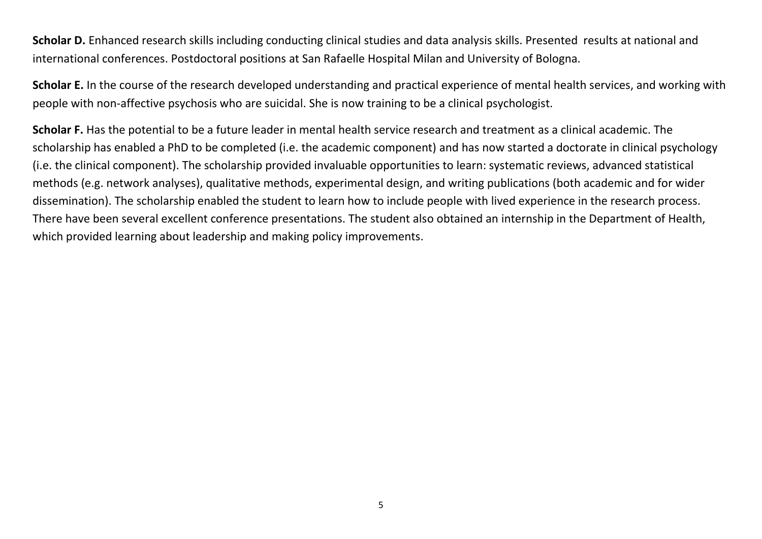**Scholar D.** Enhanced research skills including conducting clinical studies and data analysis skills. Presented results at national and international conferences. Postdoctoral positions at San Rafaelle Hospital Milan and University of Bologna.

**Scholar E.** In the course of the research developed understanding and practical experience of mental health services, and working with people with non-affective psychosis who are suicidal. She is now training to be a clinical psychologist.

**Scholar F.** Has the potential to be a future leader in mental health service research and treatment as a clinical academic. The scholarship has enabled a PhD to be completed (i.e. the academic component) and has now started a doctorate in clinical psychology (i.e. the clinical component). The scholarship provided invaluable opportunities to learn: systematic reviews, advanced statistical methods (e.g. network analyses), qualitative methods, experimental design, and writing publications (both academic and for wider dissemination). The scholarship enabled the student to learn how to include people with lived experience in the research process. There have been several excellent conference presentations. The student also obtained an internship in the Department of Health, which provided learning about leadership and making policy improvements.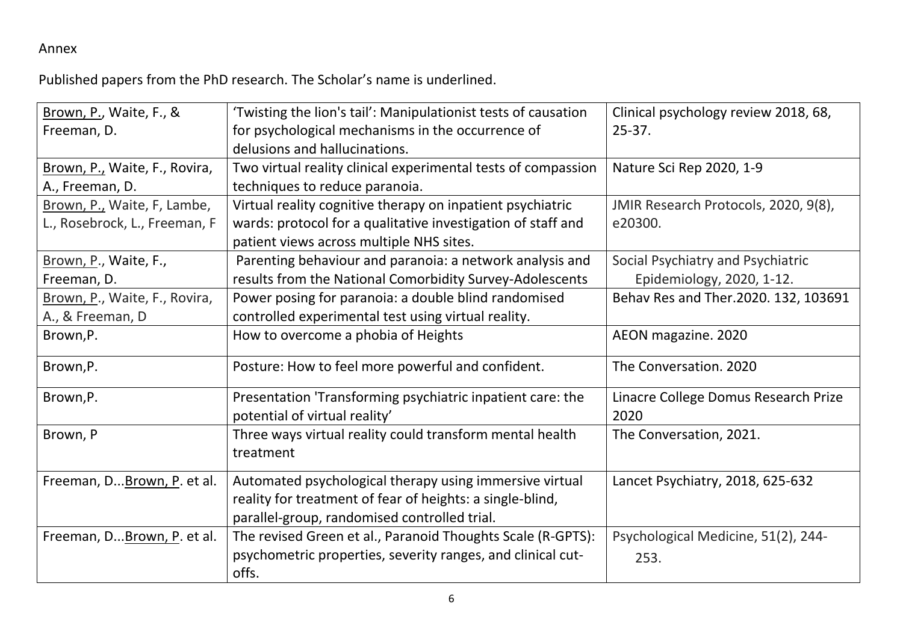Annex

Published papers from the PhD research. The Scholar's name is underlined.

| | | |
|---|---|---|
| <u>Brown, P.</u>, Waite, F., & Freeman, D. | 'Twisting the lion's tail': Manipulationist tests of causation for psychological mechanisms in the occurrence of delusions and hallucinations. | Clinical psychology review 2018, 68, 25-37. |
| <u>Brown, P.,</u> Waite, F., Rovira, A., Freeman, D. | Two virtual reality clinical experimental tests of compassion techniques to reduce paranoia. | Nature Sci Rep 2020, 1-9 |
| <u>Brown, P.,</u> Waite, F, Lambe, L., Rosebrock, L., Freeman, F | Virtual reality cognitive therapy on inpatient psychiatric wards: protocol for a qualitative investigation of staff and patient views across multiple NHS sites. | JMIR Research Protocols, 2020, 9(8), e20300. |
| <u>Brown, P</u>., Waite, F., Freeman, D. | Parenting behaviour and paranoia: a network analysis and results from the National Comorbidity Survey-Adolescents | Social Psychiatry and Psychiatric Epidemiology, 2020, 1-12. |
| <u>Brown, P</u>., Waite, F., Rovira, A., & Freeman, D | Power posing for paranoia: a double blind randomised controlled experimental test using virtual reality. | Behav Res and Ther.2020. 132, 103691 |
| Brown,P. | How to overcome a phobia of Heights | AEON magazine. 2020 |
| Brown,P. | Posture: How to feel more powerful and confident. | The Conversation. 2020 |
| Brown,P. | Presentation 'Transforming psychiatric inpatient care: the potential of virtual reality' | Linacre College Domus Research Prize 2020 |
| Brown, P | Three ways virtual reality could transform mental health treatment | The Conversation, 2021. |
| Freeman, D...<u>Brown, P</u>. et al. | Automated psychological therapy using immersive virtual reality for treatment of fear of heights: a single-blind, parallel-group, randomised controlled trial. | Lancet Psychiatry, 2018, 625-632 |
| Freeman, D...<u>Brown, P</u>. et al. | The revised Green et al., Paranoid Thoughts Scale (R-GPTS): psychometric properties, severity ranges, and clinical cut-offs. | Psychological Medicine, 51(2), 244-253. |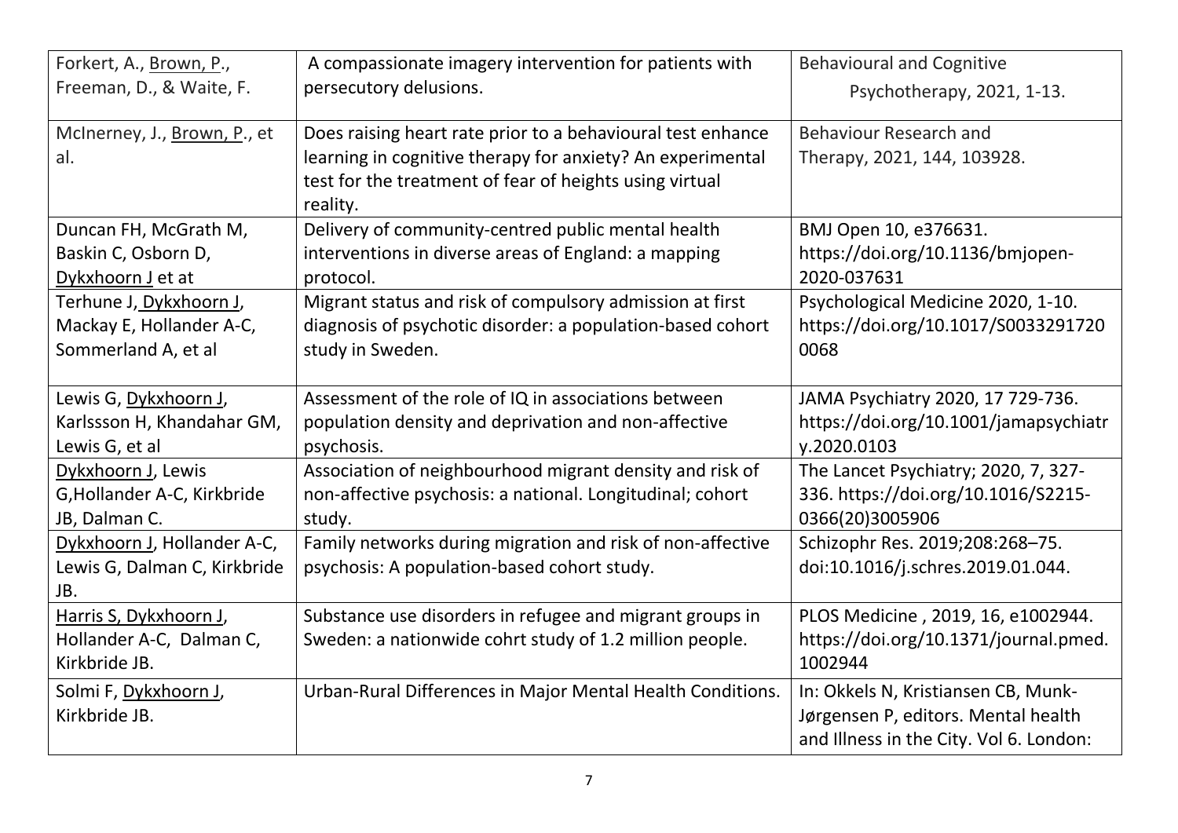| | | |
|---|---|---|
| Forkert, A., Brown, P., Freeman, D., & Waite, F. | A compassionate imagery intervention for patients with persecutory delusions. | Behavioural and Cognitive Psychotherapy, 2021, 1-13. |
| McInerney, J., Brown, P., et al. | Does raising heart rate prior to a behavioural test enhance learning in cognitive therapy for anxiety? An experimental test for the treatment of fear of heights using virtual reality. | Behaviour Research and Therapy, 2021, 144, 103928. |
| Duncan FH, McGrath M, Baskin C, Osborn D, Dykxhoorn J et at | Delivery of community-centred public mental health interventions in diverse areas of England: a mapping protocol. | BMJ Open 10, e376631. https://doi.org/10.1136/bmjopen-2020-037631 |
| Terhune J, Dykxhoorn J, Mackay E, Hollander A-C, Sommerland A, et al | Migrant status and risk of compulsory admission at first diagnosis of psychotic disorder: a population-based cohort study in Sweden. | Psychological Medicine 2020, 1-10. https://doi.org/10.1017/S0033291720 0068 |
| Lewis G, Dykxhoorn J, Karlssson H, Khandahar GM, Lewis G, et al | Assessment of the role of IQ in associations between population density and deprivation and non-affective psychosis. | JAMA Psychiatry 2020, 17 729-736. https://doi.org/10.1001/jamapsychiatry.2020.0103 |
| Dykxhoorn J, Lewis G,Hollander A-C, Kirkbride JB, Dalman C. | Association of neighbourhood migrant density and risk of non-affective psychosis: a national. Longitudinal; cohort study. | The Lancet Psychiatry; 2020, 7, 327-336. https://doi.org/10.1016/S2215-0366(20)3005906 |
| Dykxhoorn J, Hollander A-C, Lewis G, Dalman C, Kirkbride JB. | Family networks during migration and risk of non-affective psychosis: A population-based cohort study. | Schizophr Res. 2019;208:268–75. doi:10.1016/j.schres.2019.01.044. |
| Harris S, Dykxhoorn J, Hollander A-C, Dalman C, Kirkbride JB. | Substance use disorders in refugee and migrant groups in Sweden: a nationwide cohrt study of 1.2 million people. | PLOS Medicine , 2019, 16, e1002944. https://doi.org/10.1371/journal.pmed.1002944 |
| Solmi F, Dykxhoorn J, Kirkbride JB. | Urban-Rural Differences in Major Mental Health Conditions. | In: Okkels N, Kristiansen CB, Munk-Jørgensen P, editors. Mental health and Illness in the City. Vol 6. London: |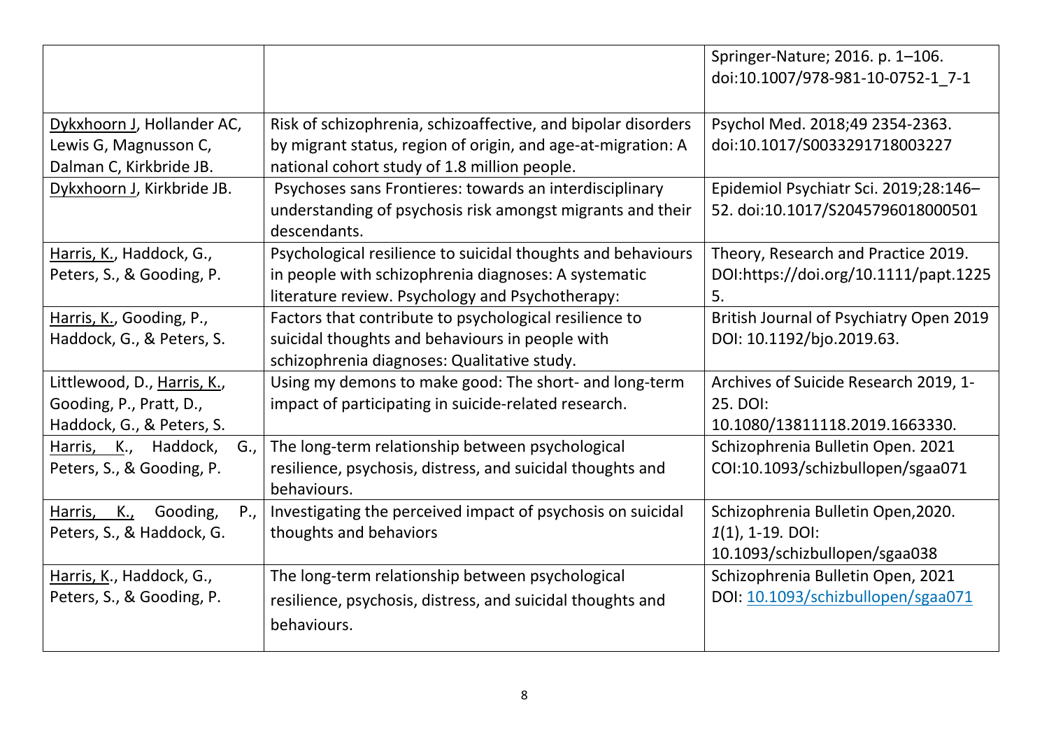| | | |
|---|---|---|
| | | Springer-Nature; 2016. p. 1–106. doi:10.1007/978-981-10-0752-1_7-1 |
| Dykxhoorn J, Hollander AC, Lewis G, Magnusson C, Dalman C, Kirkbride JB. | Risk of schizophrenia, schizoaffective, and bipolar disorders by migrant status, region of origin, and age-at-migration: A national cohort study of 1.8 million people. | Psychol Med. 2018;49 2354-2363. doi:10.1017/S0033291718003227 |
| Dykxhoorn J, Kirkbride JB. | Psychoses sans Frontieres: towards an interdisciplinary understanding of psychosis risk amongst migrants and their descendants. | Epidemiol Psychiatr Sci. 2019;28:146–52. doi:10.1017/S2045796018000501 |
| Harris, K., Haddock, G., Peters, S., & Gooding, P. | Psychological resilience to suicidal thoughts and behaviours in people with schizophrenia diagnoses: A systematic literature review. Psychology and Psychotherapy: | Theory, Research and Practice 2019. DOI:https://doi.org/10.1111/papt.12255. |
| Harris, K., Gooding, P., Haddock, G., & Peters, S. | Factors that contribute to psychological resilience to suicidal thoughts and behaviours in people with schizophrenia diagnoses: Qualitative study. | British Journal of Psychiatry Open 2019 DOI: 10.1192/bjo.2019.63. |
| Littlewood, D., Harris, K., Gooding, P., Pratt, D., Haddock, G., & Peters, S. | Using my demons to make good: The short- and long-term impact of participating in suicide-related research. | Archives of Suicide Research 2019, 1-25. DOI: 10.1080/13811118.2019.1663330. |
| Harris, K., Haddock, G., Peters, S., & Gooding, P. | The long-term relationship between psychological resilience, psychosis, distress, and suicidal thoughts and behaviours. | Schizophrenia Bulletin Open. 2021 COI:10.1093/schizbullopen/sgaa071 |
| Harris, K., Gooding, P., Peters, S., & Haddock, G. | Investigating the perceived impact of psychosis on suicidal thoughts and behaviors | Schizophrenia Bulletin Open,2020. *1*(1), 1-19. DOI: 10.1093/schizbullopen/sgaa038 |
| Harris, K., Haddock, G., Peters, S., & Gooding, P. | The long-term relationship between psychological resilience, psychosis, distress, and suicidal thoughts and behaviours. | Schizophrenia Bulletin Open, 2021 DOI: 10.1093/schizbullopen/sgaa071 |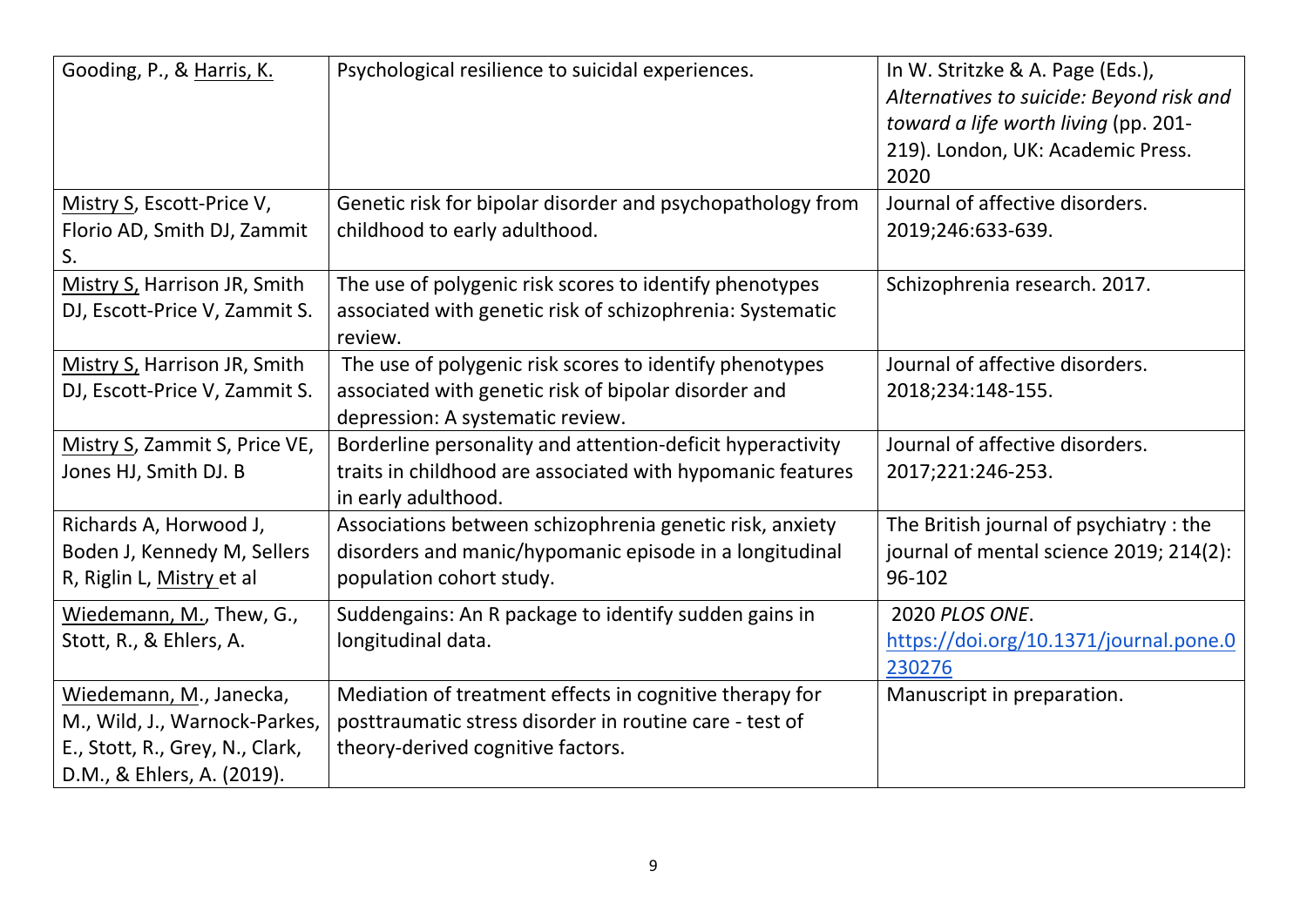| | | |
|---|---|---|
| Gooding, P., & Harris, K. | Psychological resilience to suicidal experiences. | In W. Stritzke & A. Page (Eds.), *Alternatives to suicide: Beyond risk and toward a life worth living* (pp. 201-219). London, UK: Academic Press. 2020 |
| Mistry S, Escott-Price V, Florio AD, Smith DJ, Zammit S. | Genetic risk for bipolar disorder and psychopathology from childhood to early adulthood. | Journal of affective disorders. 2019;246:633-639. |
| Mistry S, Harrison JR, Smith DJ, Escott-Price V, Zammit S. | The use of polygenic risk scores to identify phenotypes associated with genetic risk of schizophrenia: Systematic review. | Schizophrenia research. 2017. |
| Mistry S, Harrison JR, Smith DJ, Escott-Price V, Zammit S. | The use of polygenic risk scores to identify phenotypes associated with genetic risk of bipolar disorder and depression: A systematic review. | Journal of affective disorders. 2018;234:148-155. |
| Mistry S, Zammit S, Price VE, Jones HJ, Smith DJ. B | Borderline personality and attention-deficit hyperactivity traits in childhood are associated with hypomanic features in early adulthood. | Journal of affective disorders. 2017;221:246-253. |
| Richards A, Horwood J, Boden J, Kennedy M, Sellers R, Riglin L, Mistry et al | Associations between schizophrenia genetic risk, anxiety disorders and manic/hypomanic episode in a longitudinal population cohort study. | The British journal of psychiatry : the journal of mental science 2019; 214(2): 96-102 |
| Wiedemann, M., Thew, G., Stott, R., & Ehlers, A. | Suddengains: An R package to identify sudden gains in longitudinal data. | 2020 *PLOS ONE*. https://doi.org/10.1371/journal.pone.0230276 |
| Wiedemann, M., Janecka, M., Wild, J., Warnock-Parkes, E., Stott, R., Grey, N., Clark, D.M., & Ehlers, A. (2019). | Mediation of treatment effects in cognitive therapy for posttraumatic stress disorder in routine care - test of theory-derived cognitive factors. | Manuscript in preparation. |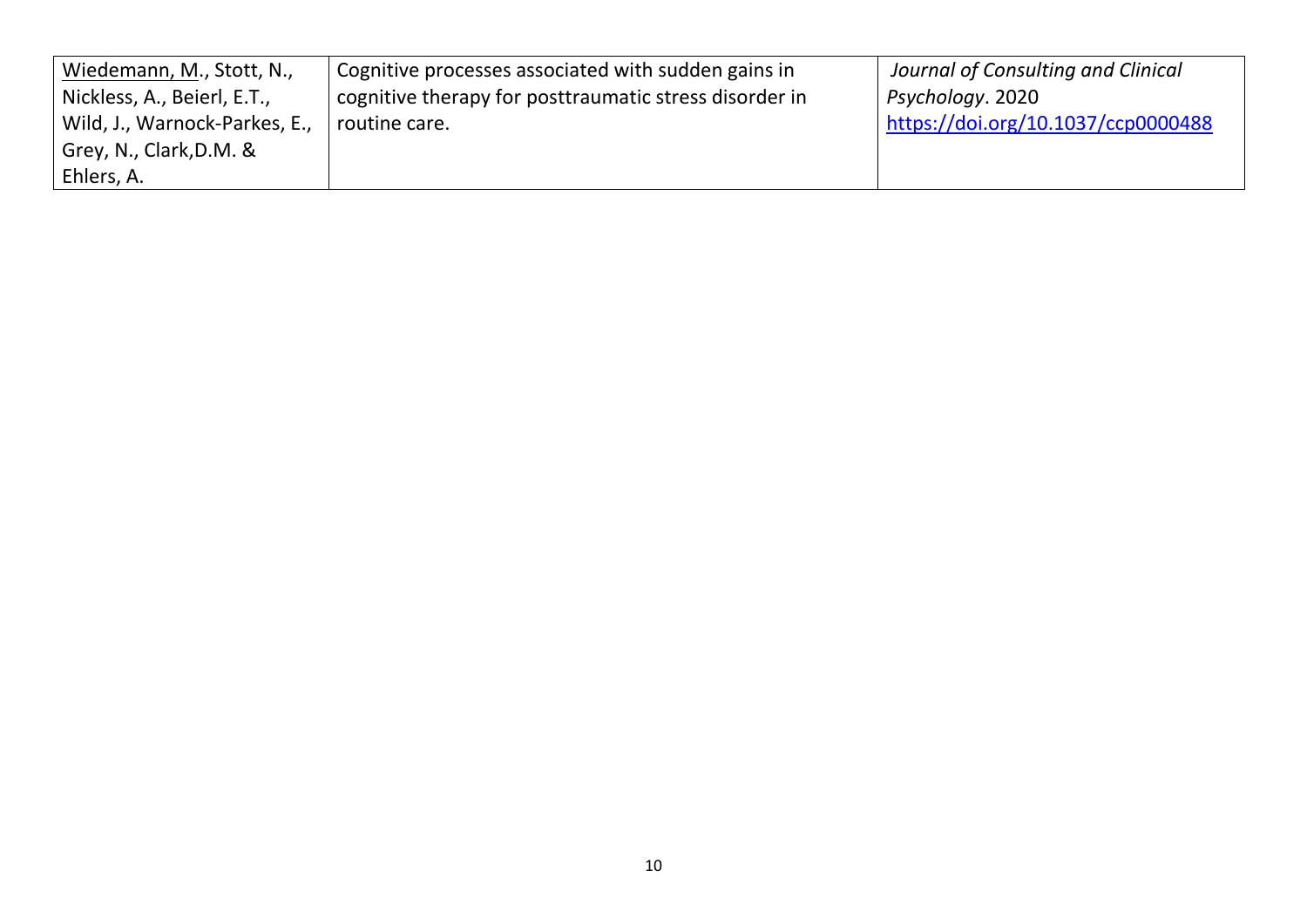| | | |
|---|---|---|
| Wiedemann, M., Stott, N., Nickless, A., Beierl, E.T., Wild, J., Warnock-Parkes, E., Grey, N., Clark,D.M. & Ehlers, A. | Cognitive processes associated with sudden gains in cognitive therapy for posttraumatic stress disorder in routine care. | *Journal of Consulting and Clinical Psychology*. 2020 https://doi.org/10.1037/ccp0000488 |